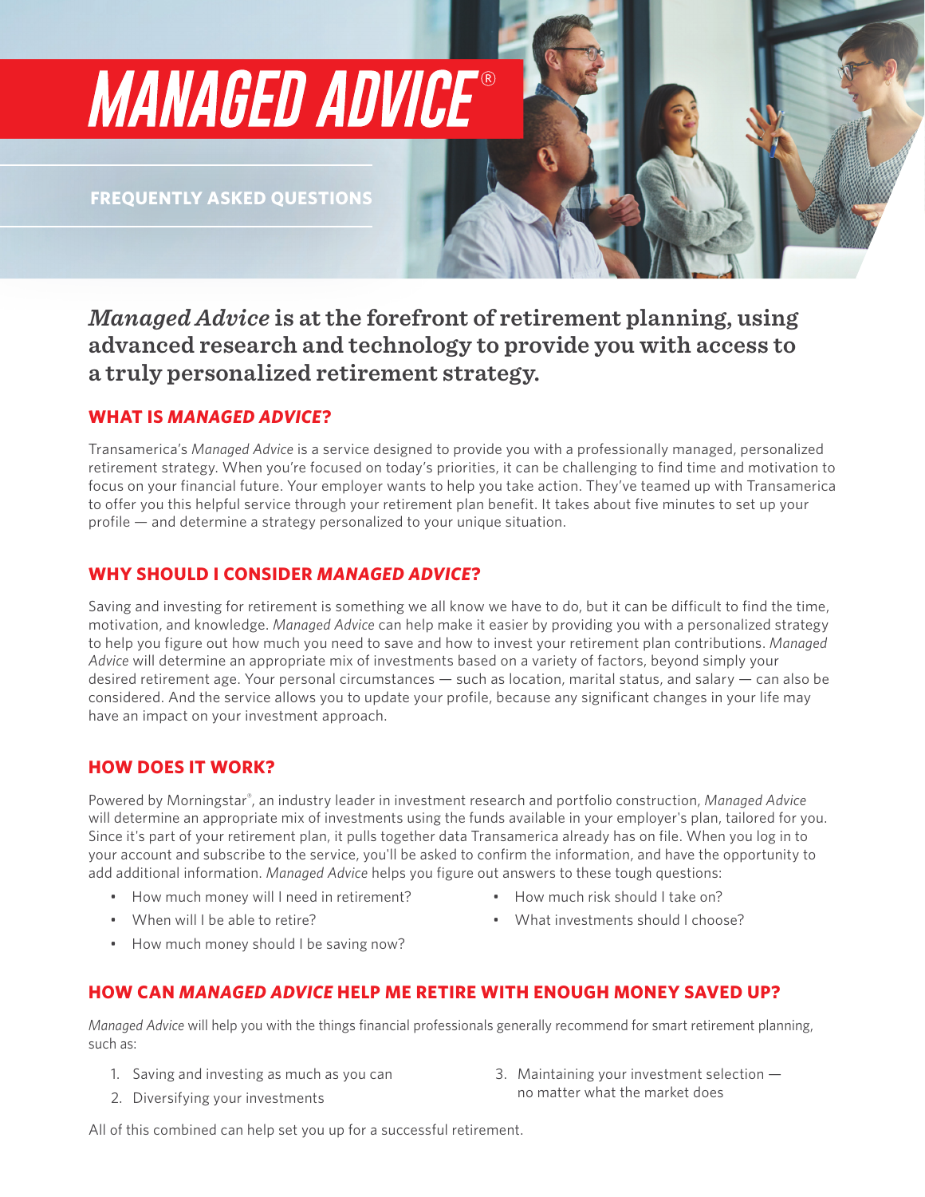# *MANAGED ADVICE*®

## FREQUENTLY ASKED QUESTIONS

***Managed Advice* is at the forefront of retirement planning, using advanced research and technology to provide you with access to a truly personalized retirement strategy.**

### WHAT IS *MANAGED ADVICE*?

Transamerica's *Managed Advice* is a service designed to provide you with a professionally managed, personalized retirement strategy. When you're focused on today's priorities, it can be challenging to find time and motivation to focus on your financial future. Your employer wants to help you take action. They've teamed up with Transamerica to offer you this helpful service through your retirement plan benefit. It takes about five minutes to set up your profile — and determine a strategy personalized to your unique situation.

### WHY SHOULD I CONSIDER *MANAGED ADVICE*?

Saving and investing for retirement is something we all know we have to do, but it can be difficult to find the time, motivation, and knowledge. *Managed Advice* can help make it easier by providing you with a personalized strategy to help you figure out how much you need to save and how to invest your retirement plan contributions. *Managed Advice* will determine an appropriate mix of investments based on a variety of factors, beyond simply your desired retirement age. Your personal circumstances — such as location, marital status, and salary — can also be considered. And the service allows you to update your profile, because any significant changes in your life may have an impact on your investment approach.

### HOW DOES IT WORK?

Powered by Morningstar®, an industry leader in investment research and portfolio construction, *Managed Advice* will determine an appropriate mix of investments using the funds available in your employer's plan, tailored for you. Since it's part of your retirement plan, it pulls together data Transamerica already has on file. When you log in to your account and subscribe to the service, you'll be asked to confirm the information, and have the opportunity to add additional information. *Managed Advice* helps you figure out answers to these tough questions:

- How much money will I need in retirement?
- When will I be able to retire?
- How much money should I be saving now?
- How much risk should I take on?
- What investments should I choose?

### HOW CAN *MANAGED ADVICE* HELP ME RETIRE WITH ENOUGH MONEY SAVED UP?

*Managed Advice* will help you with the things financial professionals generally recommend for smart retirement planning, such as:

1. Saving and investing as much as you can
2. Diversifying your investments
3. Maintaining your investment selection — no matter what the market does

All of this combined can help set you up for a successful retirement.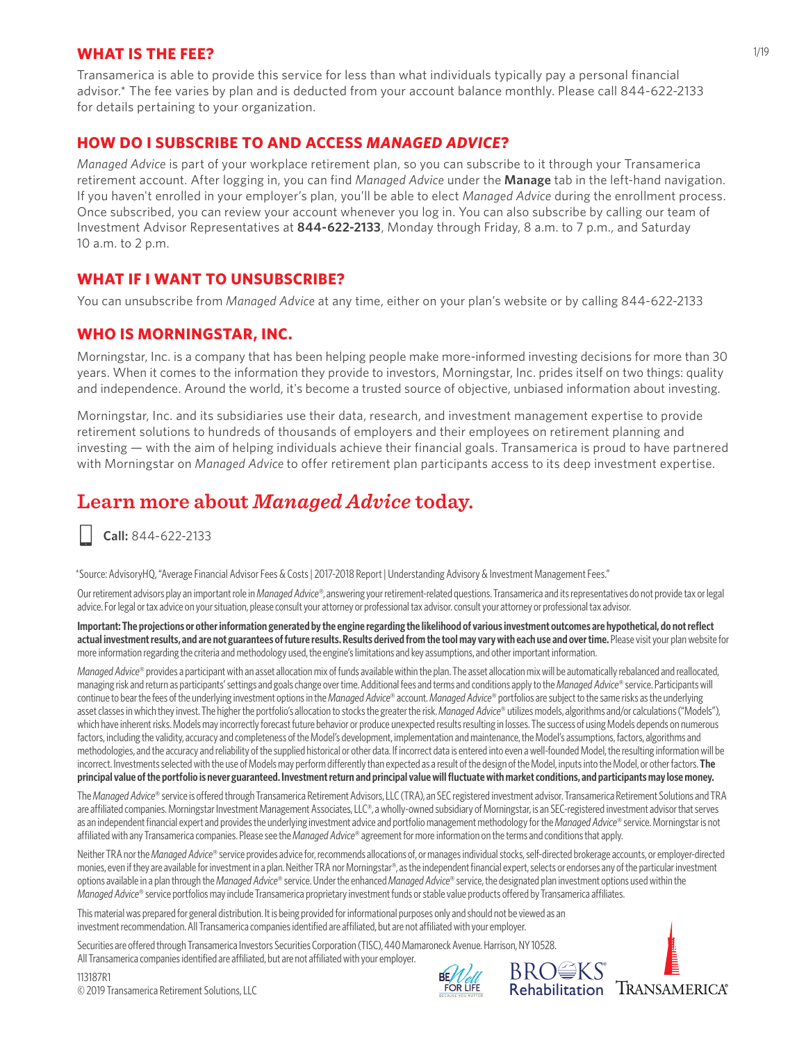## WHAT IS THE FEE?

Transamerica is able to provide this service for less than what individuals typically pay a personal financial advisor.* The fee varies by plan and is deducted from your account balance monthly. Please call 844-622-2133 for details pertaining to your organization.

## HOW DO I SUBSCRIBE TO AND ACCESS *MANAGED ADVICE*?

*Managed Advice* is part of your workplace retirement plan, so you can subscribe to it through your Transamerica retirement account. After logging in, you can find *Managed Advice* under the **Manage** tab in the left-hand navigation. If you haven't enrolled in your employer's plan, you'll be able to elect *Managed Advice* during the enrollment process. Once subscribed, you can review your account whenever you log in. You can also subscribe by calling our team of Investment Advisor Representatives at **844-622-2133**, Monday through Friday, 8 a.m. to 7 p.m., and Saturday 10 a.m. to 2 p.m.

## WHAT IF I WANT TO UNSUBSCRIBE?

You can unsubscribe from *Managed Advice* at any time, either on your plan's website or by calling 844-622-2133

## WHO IS MORNINGSTAR, INC.

Morningstar, Inc. is a company that has been helping people make more-informed investing decisions for more than 30 years. When it comes to the information they provide to investors, Morningstar, Inc. prides itself on two things: quality and independence. Around the world, it's become a trusted source of objective, unbiased information about investing.

Morningstar, Inc. and its subsidiaries use their data, research, and investment management expertise to provide retirement solutions to hundreds of thousands of employers and their employees on retirement planning and investing — with the aim of helping individuals achieve their financial goals. Transamerica is proud to have partnered with Morningstar on *Managed Advice* to offer retirement plan participants access to its deep investment expertise.

# Learn more about *Managed Advice* today.

**Call:** 844-622-2133

*Source: AdvisoryHQ, "Average Financial Advisor Fees & Costs | 2017-2018 Report | Understanding Advisory & Investment Management Fees."

Our retirement advisors play an important role in *Managed Advice*®, answering your retirement-related questions. Transamerica and its representatives do not provide tax or legal advice. For legal or tax advice on your situation, please consult your attorney or professional tax advisor. consult your attorney or professional tax advisor.

**Important: The projections or other information generated by the engine regarding the likelihood of various investment outcomes are hypothetical, do not reflect actual investment results, and are not guarantees of future results. Results derived from the tool may vary with each use and over time.** Please visit your plan website for more information regarding the criteria and methodology used, the engine's limitations and key assumptions, and other important information.

*Managed Advice*® provides a participant with an asset allocation mix of funds available within the plan. The asset allocation mix will be automatically rebalanced and reallocated, managing risk and return as participants' settings and goals change over time. Additional fees and terms and conditions apply to the *Managed Advice*® service. Participants will continue to bear the fees of the underlying investment options in the *Managed Advice*® account. *Managed Advice*® portfolios are subject to the same risks as the underlying asset classes in which they invest. The higher the portfolio's allocation to stocks the greater the risk. *Managed Advice*® utilizes models, algorithms and/or calculations ("Models"), which have inherent risks. Models may incorrectly forecast future behavior or produce unexpected results resulting in losses. The success of using Models depends on numerous factors, including the validity, accuracy and completeness of the Model's development, implementation and maintenance, the Model's assumptions, factors, algorithms and methodologies, and the accuracy and reliability of the supplied historical or other data. If incorrect data is entered into even a well-founded Model, the resulting information will be incorrect. Investments selected with the use of Models may perform differently than expected as a result of the design of the Model, inputs into the Model, or other factors. **The principal value of the portfolio is never guaranteed. Investment return and principal value will fluctuate with market conditions, and participants may lose money.**

The *Managed Advice*® service is offered through Transamerica Retirement Advisors, LLC (TRA), an SEC registered investment advisor. Transamerica Retirement Solutions and TRA are affiliated companies. Morningstar Investment Management Associates, LLC®, a wholly-owned subsidiary of Morningstar, is an SEC-registered investment advisor that serves as an independent financial expert and provides the underlying investment advice and portfolio management methodology for the *Managed Advice*® service. Morningstar is not affiliated with any Transamerica companies. Please see the *Managed Advice*® agreement for more information on the terms and conditions that apply.

Neither TRA nor the *Managed Advice*® service provides advice for, recommends allocations of, or manages individual stocks, self-directed brokerage accounts, or employer-directed monies, even if they are available for investment in a plan. Neither TRA nor Morningstar®, as the independent financial expert, selects or endorses any of the particular investment options available in a plan through the *Managed Advice*® service. Under the enhanced *Managed Advice*® service, the designated plan investment options used within the *Managed Advice*® service portfolios may include Transamerica proprietary investment funds or stable value products offered by Transamerica affiliates.

This material was prepared for general distribution. It is being provided for informational purposes only and should not be viewed as an investment recommendation. All Transamerica companies identified are affiliated, but are not affiliated with your employer.

Securities are offered through Transamerica Investors Securities Corporation (TISC), 440 Mamaroneck Avenue. Harrison, NY 10528. All Transamerica companies identified are affiliated, but are not affiliated with your employer.

113187R1
© 2019 Transamerica Retirement Solutions, LLC